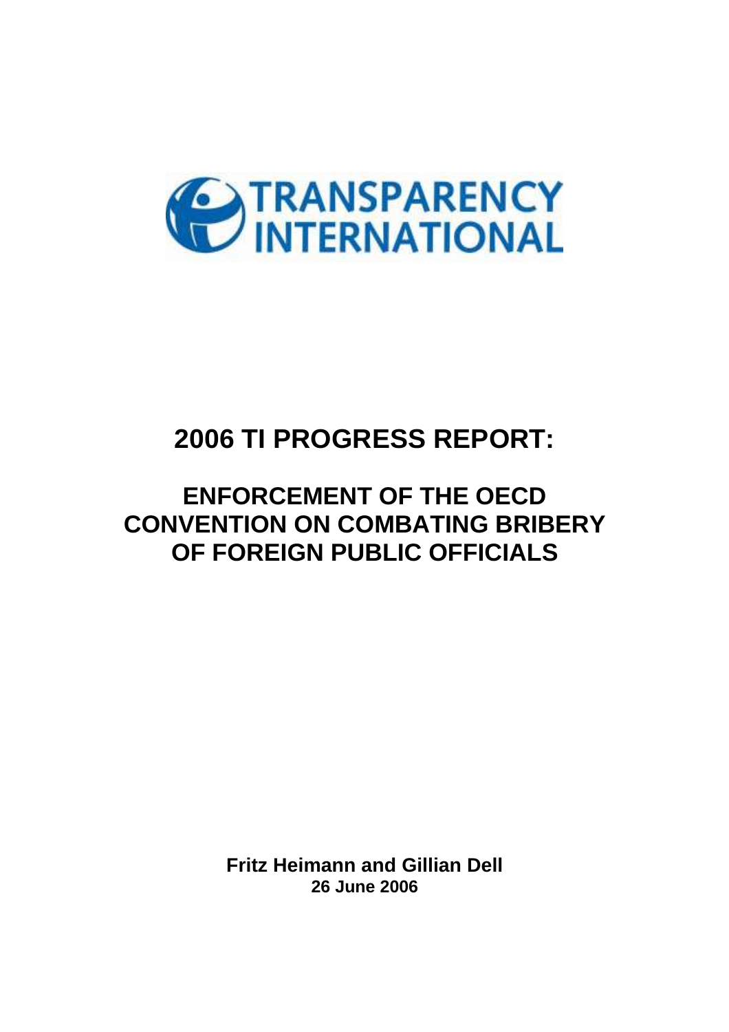TRANSPARENCY INTERNATIONAL

# 2006 TI PROGRESS REPORT:

## ENFORCEMENT OF THE OECD CONVENTION ON COMBATING BRIBERY OF FOREIGN PUBLIC OFFICIALS

**Fritz Heimann and Gillian Dell**
**26 June 2006**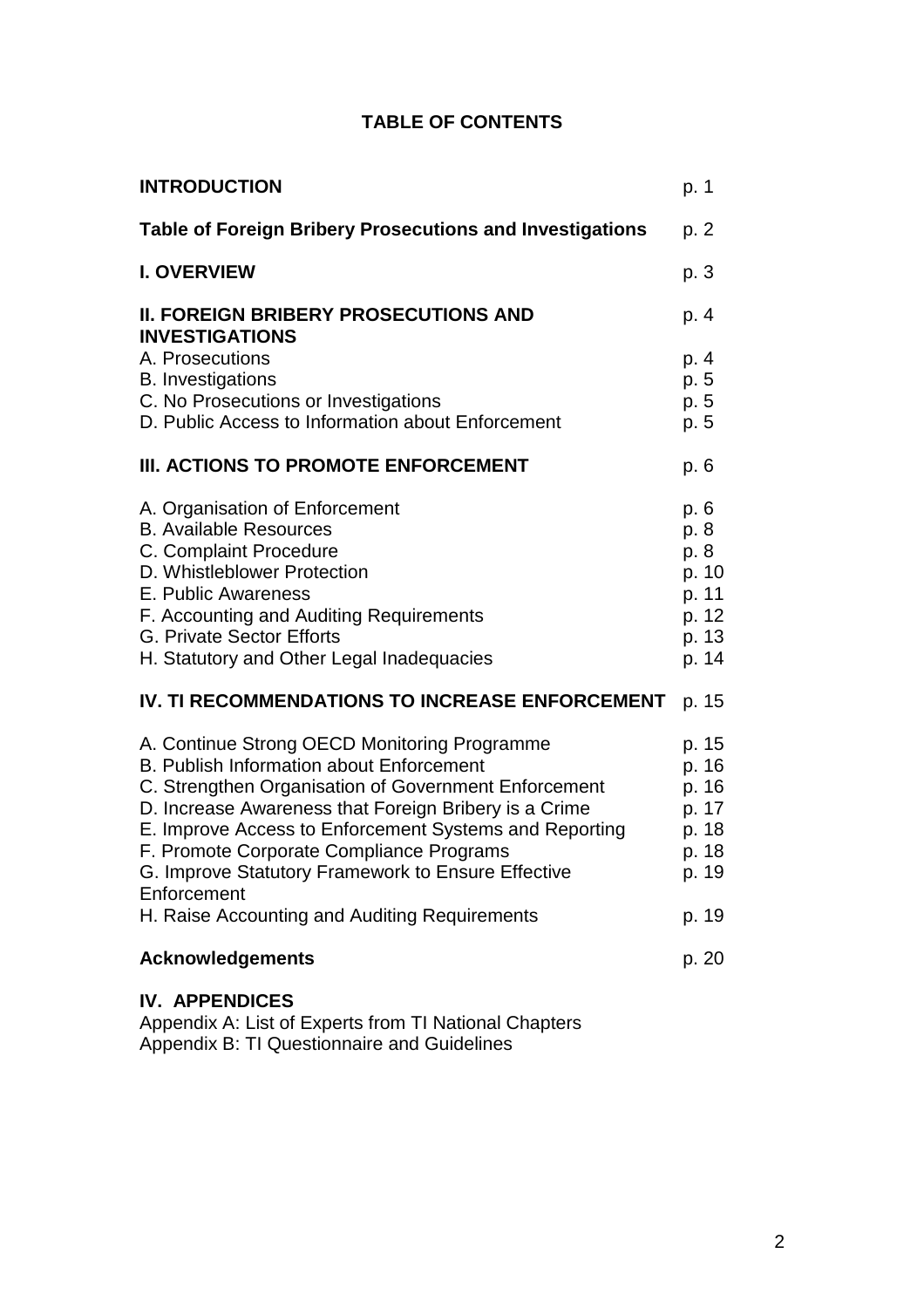# TABLE OF CONTENTS

| | |
|---|---|
| **INTRODUCTION** | p. 1 |
| **Table of Foreign Bribery Prosecutions and Investigations** | p. 2 |
| **I. OVERVIEW** | p. 3 |
| **II. FOREIGN BRIBERY PROSECUTIONS AND INVESTIGATIONS** | p. 4 |
| A. Prosecutions | p. 4 |
| B. Investigations | p. 5 |
| C. No Prosecutions or Investigations | p. 5 |
| D. Public Access to Information about Enforcement | p. 5 |
| **III. ACTIONS TO PROMOTE ENFORCEMENT** | p. 6 |
| A. Organisation of Enforcement | p. 6 |
| B. Available Resources | p. 8 |
| C. Complaint Procedure | p. 8 |
| D. Whistleblower Protection | p. 10 |
| E. Public Awareness | p. 11 |
| F. Accounting and Auditing Requirements | p. 12 |
| G. Private Sector Efforts | p. 13 |
| H. Statutory and Other Legal Inadequacies | p. 14 |
| **IV. TI RECOMMENDATIONS TO INCREASE ENFORCEMENT** | p. 15 |
| A. Continue Strong OECD Monitoring Programme | p. 15 |
| B. Publish Information about Enforcement | p. 16 |
| C. Strengthen Organisation of Government Enforcement | p. 16 |
| D. Increase Awareness that Foreign Bribery is a Crime | p. 17 |
| E. Improve Access to Enforcement Systems and Reporting | p. 18 |
| F. Promote Corporate Compliance Programs | p. 18 |
| G. Improve Statutory Framework to Ensure Effective Enforcement | p. 19 |
| H. Raise Accounting and Auditing Requirements | p. 19 |
| **Acknowledgements** | p. 20 |

**IV. APPENDICES**

Appendix A: List of Experts from TI National Chapters

Appendix B: TI Questionnaire and Guidelines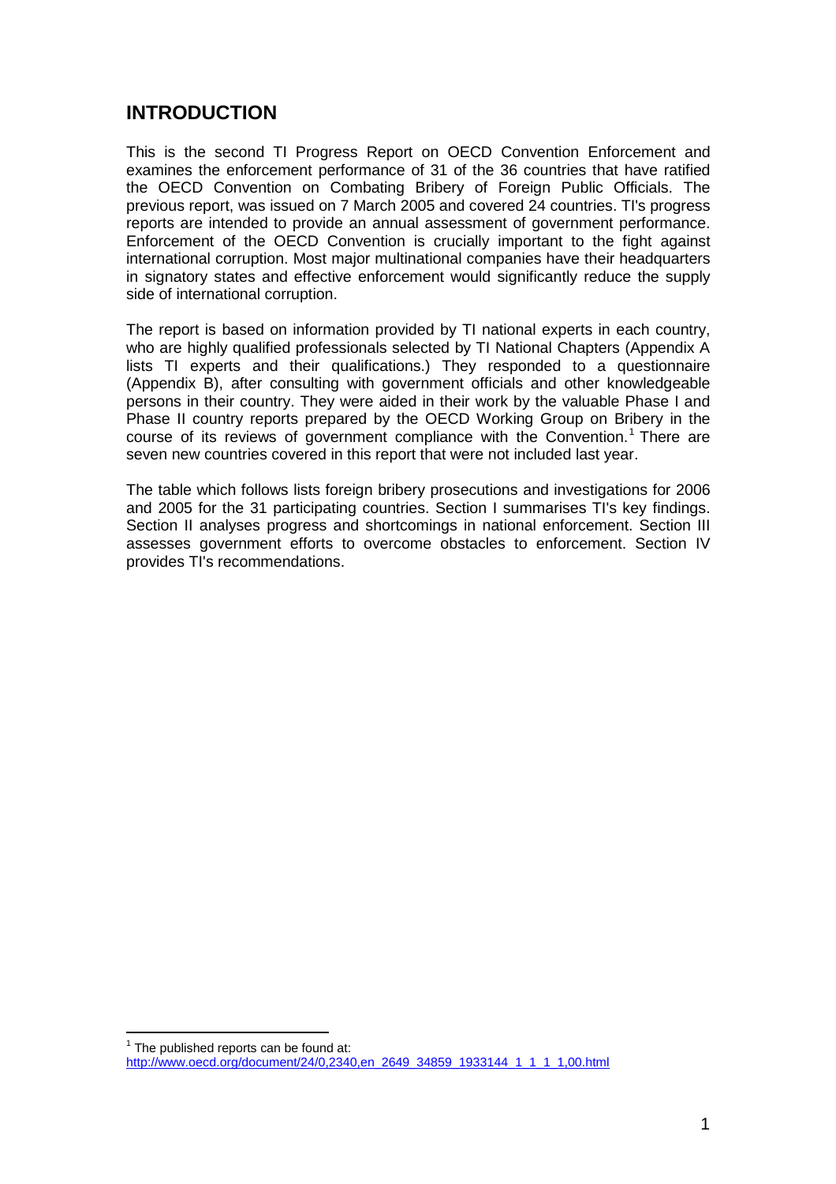# INTRODUCTION

This is the second TI Progress Report on OECD Convention Enforcement and examines the enforcement performance of 31 of the 36 countries that have ratified the OECD Convention on Combating Bribery of Foreign Public Officials. The previous report, was issued on 7 March 2005 and covered 24 countries. TI's progress reports are intended to provide an annual assessment of government performance. Enforcement of the OECD Convention is crucially important to the fight against international corruption. Most major multinational companies have their headquarters in signatory states and effective enforcement would significantly reduce the supply side of international corruption.

The report is based on information provided by TI national experts in each country, who are highly qualified professionals selected by TI National Chapters (Appendix A lists TI experts and their qualifications.) They responded to a questionnaire (Appendix B), after consulting with government officials and other knowledgeable persons in their country. They were aided in their work by the valuable Phase I and Phase II country reports prepared by the OECD Working Group on Bribery in the course of its reviews of government compliance with the Convention.[1] There are seven new countries covered in this report that were not included last year.

The table which follows lists foreign bribery prosecutions and investigations for 2006 and 2005 for the 31 participating countries. Section I summarises TI's key findings. Section II analyses progress and shortcomings in national enforcement. Section III assesses government efforts to overcome obstacles to enforcement. Section IV provides TI's recommendations.

---

[1] The published reports can be found at: http://www.oecd.org/document/24/0,2340,en_2649_34859_1933144_1_1_1_1,00.html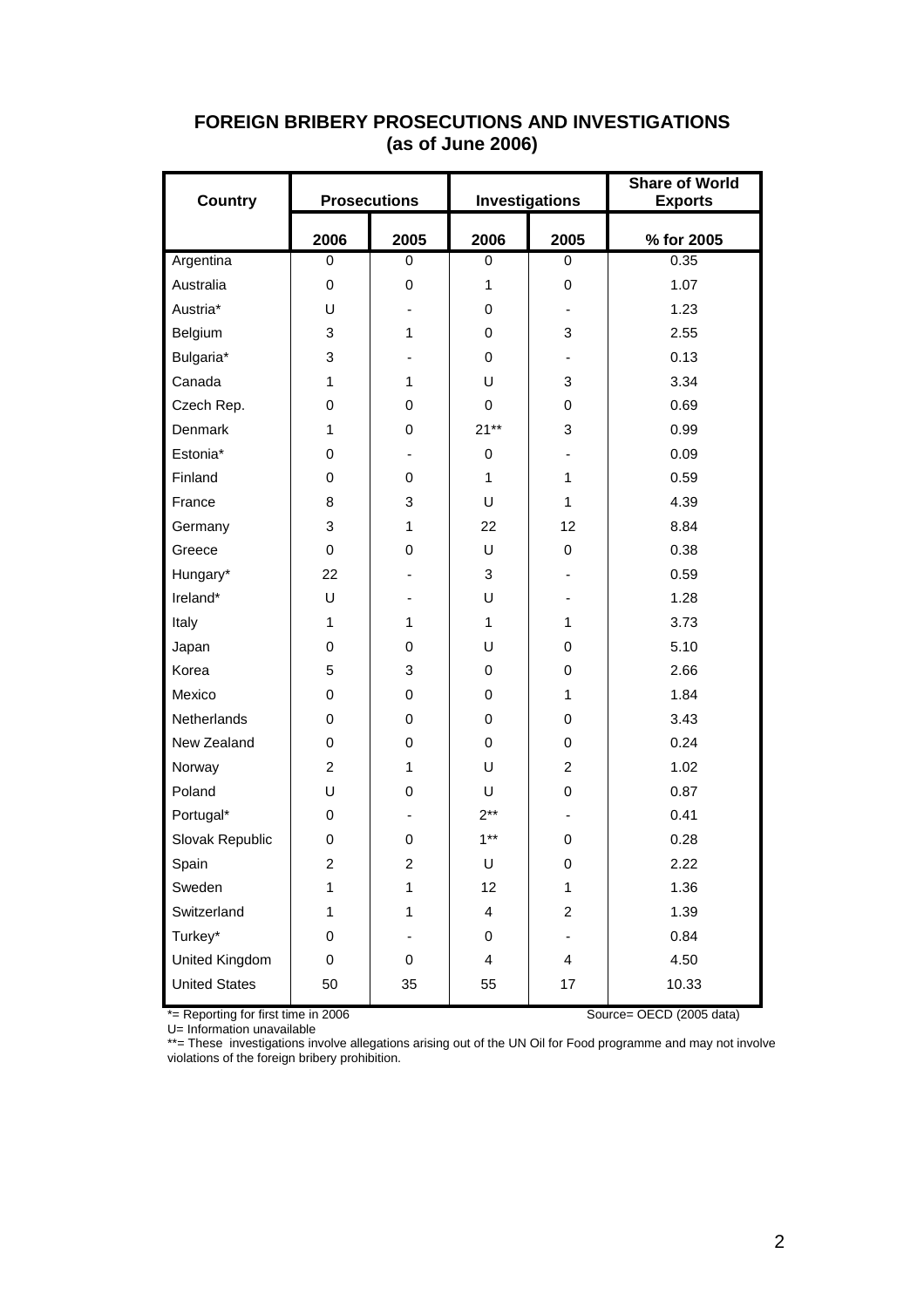# FOREIGN BRIBERY PROSECUTIONS AND INVESTIGATIONS (as of June 2006)

| Country | Prosecutions | | Investigations | | Share of World Exports |
|---|---|---|---|---|---|
| | 2006 | 2005 | 2006 | 2005 | % for 2005 |
| Argentina | 0 | 0 | 0 | 0 | 0.35 |
| Australia | 0 | 0 | 1 | 0 | 1.07 |
| Austria* | U | - | 0 | - | 1.23 |
| Belgium | 3 | 1 | 0 | 3 | 2.55 |
| Bulgaria* | 3 | - | 0 | - | 0.13 |
| Canada | 1 | 1 | U | 3 | 3.34 |
| Czech Rep. | 0 | 0 | 0 | 0 | 0.69 |
| Denmark | 1 | 0 | 21** | 3 | 0.99 |
| Estonia* | 0 | - | 0 | - | 0.09 |
| Finland | 0 | 0 | 1 | 1 | 0.59 |
| France | 8 | 3 | U | 1 | 4.39 |
| Germany | 3 | 1 | 22 | 12 | 8.84 |
| Greece | 0 | 0 | U | 0 | 0.38 |
| Hungary* | 22 | - | 3 | - | 0.59 |
| Ireland* | U | - | U | - | 1.28 |
| Italy | 1 | 1 | 1 | 1 | 3.73 |
| Japan | 0 | 0 | U | 0 | 5.10 |
| Korea | 5 | 3 | 0 | 0 | 2.66 |
| Mexico | 0 | 0 | 0 | 1 | 1.84 |
| Netherlands | 0 | 0 | 0 | 0 | 3.43 |
| New Zealand | 0 | 0 | 0 | 0 | 0.24 |
| Norway | 2 | 1 | U | 2 | 1.02 |
| Poland | U | 0 | U | 0 | 0.87 |
| Portugal* | 0 | - | 2** | - | 0.41 |
| Slovak Republic | 0 | 0 | 1** | 0 | 0.28 |
| Spain | 2 | 2 | U | 0 | 2.22 |
| Sweden | 1 | 1 | 12 | 1 | 1.36 |
| Switzerland | 1 | 1 | 4 | 2 | 1.39 |
| Turkey* | 0 | - | 0 | - | 0.84 |
| United Kingdom | 0 | 0 | 4 | 4 | 4.50 |
| United States | 50 | 35 | 55 | 17 | 10.33 |

*= Reporting for first time in 2006

Source= OECD (2005 data)

U= Information unavailable

**= These investigations involve allegations arising out of the UN Oil for Food programme and may not involve violations of the foreign bribery prohibition.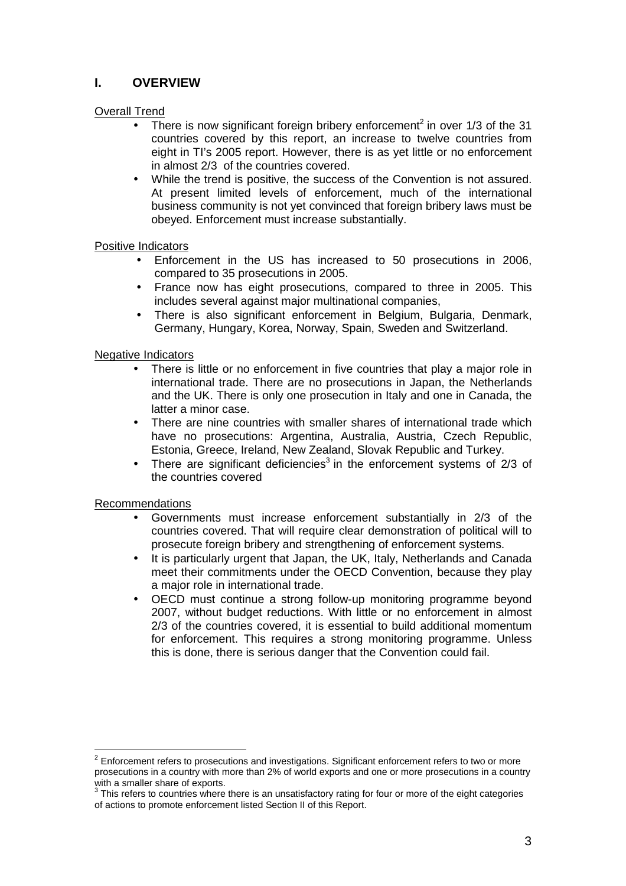## I. OVERVIEW

Overall Trend

- There is now significant foreign bribery enforcement[2] in over 1/3 of the 31 countries covered by this report, an increase to twelve countries from eight in TI's 2005 report. However, there is as yet little or no enforcement in almost 2/3 of the countries covered.
- While the trend is positive, the success of the Convention is not assured. At present limited levels of enforcement, much of the international business community is not yet convinced that foreign bribery laws must be obeyed. Enforcement must increase substantially.

Positive Indicators

- Enforcement in the US has increased to 50 prosecutions in 2006, compared to 35 prosecutions in 2005.
- France now has eight prosecutions, compared to three in 2005. This includes several against major multinational companies,
- There is also significant enforcement in Belgium, Bulgaria, Denmark, Germany, Hungary, Korea, Norway, Spain, Sweden and Switzerland.

Negative Indicators

- There is little or no enforcement in five countries that play a major role in international trade. There are no prosecutions in Japan, the Netherlands and the UK. There is only one prosecution in Italy and one in Canada, the latter a minor case.
- There are nine countries with smaller shares of international trade which have no prosecutions: Argentina, Australia, Austria, Czech Republic, Estonia, Greece, Ireland, New Zealand, Slovak Republic and Turkey.
- There are significant deficiencies[3] in the enforcement systems of 2/3 of the countries covered

Recommendations

- Governments must increase enforcement substantially in 2/3 of the countries covered. That will require clear demonstration of political will to prosecute foreign bribery and strengthening of enforcement systems.
- It is particularly urgent that Japan, the UK, Italy, Netherlands and Canada meet their commitments under the OECD Convention, because they play a major role in international trade.
- OECD must continue a strong follow-up monitoring programme beyond 2007, without budget reductions. With little or no enforcement in almost 2/3 of the countries covered, it is essential to build additional momentum for enforcement. This requires a strong monitoring programme. Unless this is done, there is serious danger that the Convention could fail.

---

[2] Enforcement refers to prosecutions and investigations. Significant enforcement refers to two or more prosecutions in a country with more than 2% of world exports and one or more prosecutions in a country with a smaller share of exports.

[3] This refers to countries where there is an unsatisfactory rating for four or more of the eight categories of actions to promote enforcement listed Section II of this Report.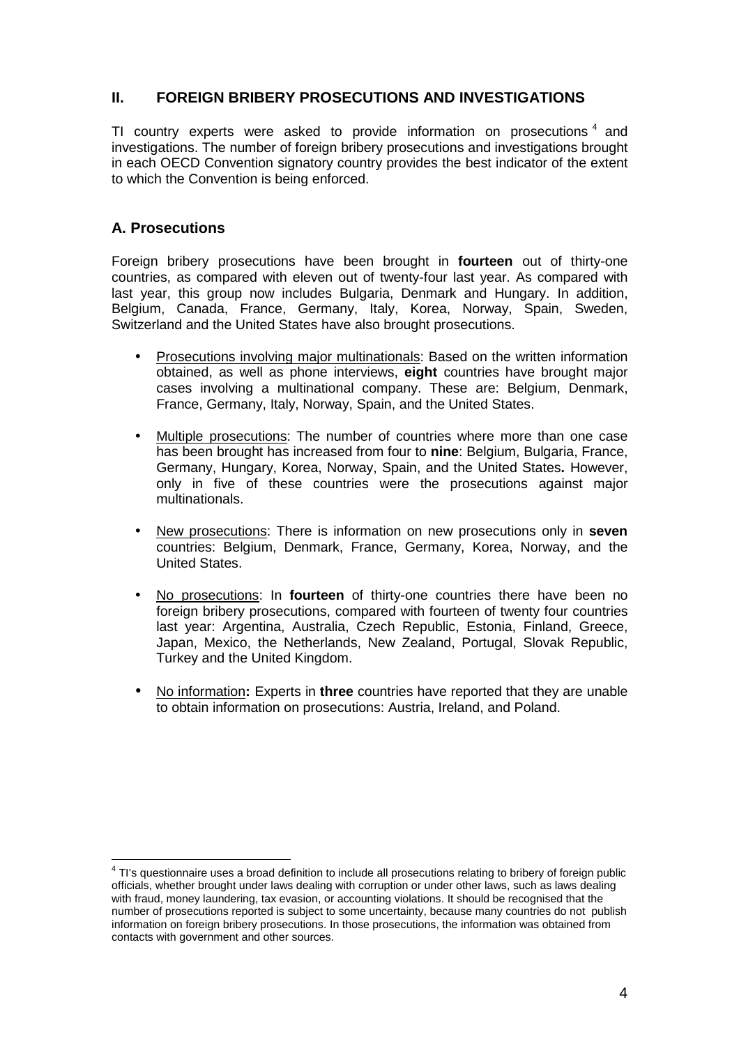## II. FOREIGN BRIBERY PROSECUTIONS AND INVESTIGATIONS

TI country experts were asked to provide information on prosecutions [4] and investigations. The number of foreign bribery prosecutions and investigations brought in each OECD Convention signatory country provides the best indicator of the extent to which the Convention is being enforced.

### A. Prosecutions

Foreign bribery prosecutions have been brought in **fourteen** out of thirty-one countries, as compared with eleven out of twenty-four last year. As compared with last year, this group now includes Bulgaria, Denmark and Hungary. In addition, Belgium, Canada, France, Germany, Italy, Korea, Norway, Spain, Sweden, Switzerland and the United States have also brought prosecutions.

- Prosecutions involving major multinationals: Based on the written information obtained, as well as phone interviews, **eight** countries have brought major cases involving a multinational company. These are: Belgium, Denmark, France, Germany, Italy, Norway, Spain, and the United States.
- Multiple prosecutions: The number of countries where more than one case has been brought has increased from four to **nine**: Belgium, Bulgaria, France, Germany, Hungary, Korea, Norway, Spain, and the United States**.** However, only in five of these countries were the prosecutions against major multinationals.
- New prosecutions: There is information on new prosecutions only in **seven** countries: Belgium, Denmark, France, Germany, Korea, Norway, and the United States.
- No prosecutions: In **fourteen** of thirty-one countries there have been no foreign bribery prosecutions, compared with fourteen of twenty four countries last year: Argentina, Australia, Czech Republic, Estonia, Finland, Greece, Japan, Mexico, the Netherlands, New Zealand, Portugal, Slovak Republic, Turkey and the United Kingdom.
- No information**:** Experts in **three** countries have reported that they are unable to obtain information on prosecutions: Austria, Ireland, and Poland.

---

[4] TI's questionnaire uses a broad definition to include all prosecutions relating to bribery of foreign public officials, whether brought under laws dealing with corruption or under other laws, such as laws dealing with fraud, money laundering, tax evasion, or accounting violations. It should be recognised that the number of prosecutions reported is subject to some uncertainty, because many countries do not publish information on foreign bribery prosecutions. In those prosecutions, the information was obtained from contacts with government and other sources.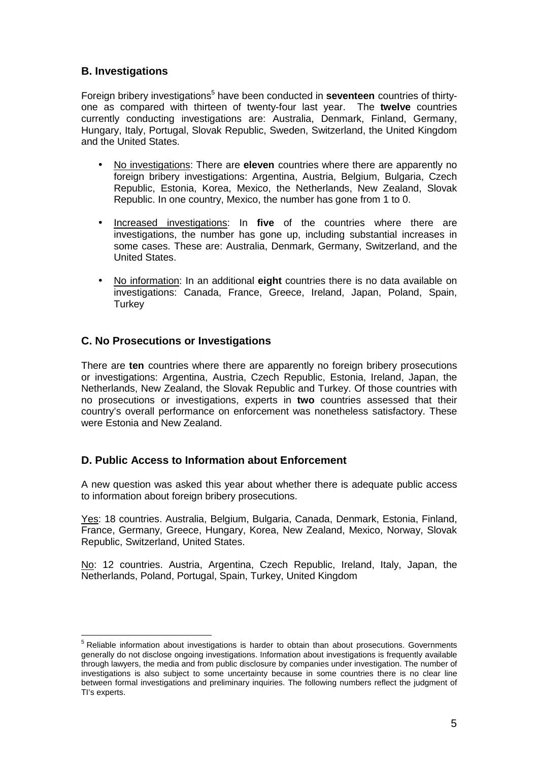## B. Investigations

Foreign bribery investigations[5] have been conducted in **seventeen** countries of thirty-one as compared with thirteen of twenty-four last year. The **twelve** countries currently conducting investigations are: Australia, Denmark, Finland, Germany, Hungary, Italy, Portugal, Slovak Republic, Sweden, Switzerland, the United Kingdom and the United States.

- No investigations: There are **eleven** countries where there are apparently no foreign bribery investigations: Argentina, Austria, Belgium, Bulgaria, Czech Republic, Estonia, Korea, Mexico, the Netherlands, New Zealand, Slovak Republic. In one country, Mexico, the number has gone from 1 to 0.

- Increased investigations: In **five** of the countries where there are investigations, the number has gone up, including substantial increases in some cases. These are: Australia, Denmark, Germany, Switzerland, and the United States.

- No information: In an additional **eight** countries there is no data available on investigations: Canada, France, Greece, Ireland, Japan, Poland, Spain, Turkey

## C. No Prosecutions or Investigations

There are **ten** countries where there are apparently no foreign bribery prosecutions or investigations: Argentina, Austria, Czech Republic, Estonia, Ireland, Japan, the Netherlands, New Zealand, the Slovak Republic and Turkey. Of those countries with no prosecutions or investigations, experts in **two** countries assessed that their country's overall performance on enforcement was nonetheless satisfactory. These were Estonia and New Zealand.

## D. Public Access to Information about Enforcement

A new question was asked this year about whether there is adequate public access to information about foreign bribery prosecutions.

Yes: 18 countries. Australia, Belgium, Bulgaria, Canada, Denmark, Estonia, Finland, France, Germany, Greece, Hungary, Korea, New Zealand, Mexico, Norway, Slovak Republic, Switzerland, United States.

No: 12 countries. Austria, Argentina, Czech Republic, Ireland, Italy, Japan, the Netherlands, Poland, Portugal, Spain, Turkey, United Kingdom

[5] Reliable information about investigations is harder to obtain than about prosecutions. Governments generally do not disclose ongoing investigations. Information about investigations is frequently available through lawyers, the media and from public disclosure by companies under investigation. The number of investigations is also subject to some uncertainty because in some countries there is no clear line between formal investigations and preliminary inquiries. The following numbers reflect the judgment of TI's experts.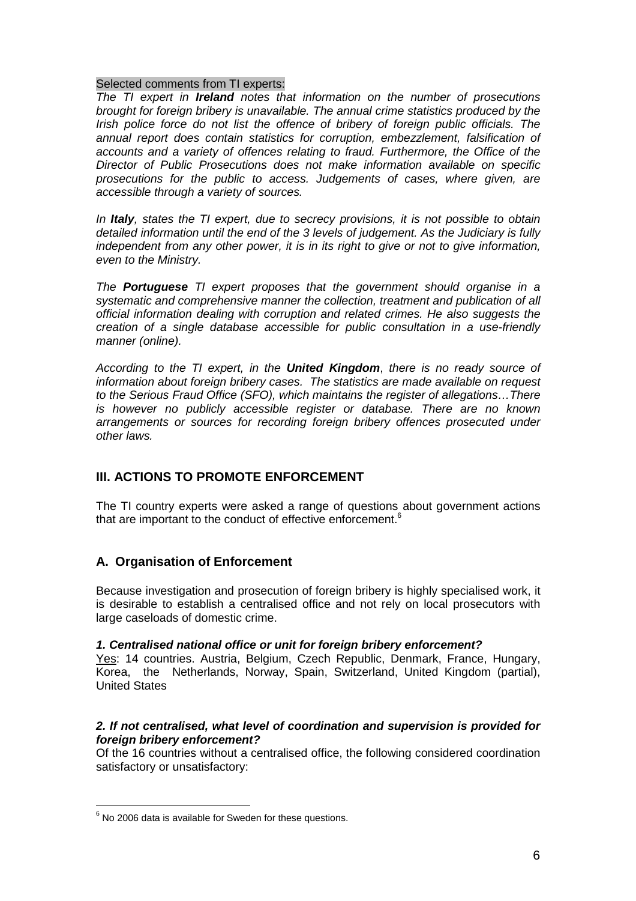Selected comments from TI experts:

*The TI expert in **Ireland** notes that information on the number of prosecutions brought for foreign bribery is unavailable. The annual crime statistics produced by the Irish police force do not list the offence of bribery of foreign public officials. The annual report does contain statistics for corruption, embezzlement, falsification of accounts and a variety of offences relating to fraud. Furthermore, the Office of the Director of Public Prosecutions does not make information available on specific prosecutions for the public to access. Judgements of cases, where given, are accessible through a variety of sources.*

*In **Italy**, states the TI expert, due to secrecy provisions, it is not possible to obtain detailed information until the end of the 3 levels of judgement. As the Judiciary is fully independent from any other power, it is in its right to give or not to give information, even to the Ministry.*

*The **Portuguese** TI expert proposes that the government should organise in a systematic and comprehensive manner the collection, treatment and publication of all official information dealing with corruption and related crimes. He also suggests the creation of a single database accessible for public consultation in a use-friendly manner (online).*

*According to the TI expert, in the **United Kingdom**, there is no ready source of information about foreign bribery cases. The statistics are made available on request to the Serious Fraud Office (SFO), which maintains the register of allegations…There is however no publicly accessible register or database. There are no known arrangements or sources for recording foreign bribery offences prosecuted under other laws.*

## III. ACTIONS TO PROMOTE ENFORCEMENT

The TI country experts were asked a range of questions about government actions that are important to the conduct of effective enforcement.[6]

### A. Organisation of Enforcement

Because investigation and prosecution of foreign bribery is highly specialised work, it is desirable to establish a centralised office and not rely on local prosecutors with large caseloads of domestic crime.

***1. Centralised national office or unit for foreign bribery enforcement?***

Yes: 14 countries. Austria, Belgium, Czech Republic, Denmark, France, Hungary, Korea, the Netherlands, Norway, Spain, Switzerland, United Kingdom (partial), United States

***2. If not centralised, what level of coordination and supervision is provided for foreign bribery enforcement?***

Of the 16 countries without a centralised office, the following considered coordination satisfactory or unsatisfactory:

[6] No 2006 data is available for Sweden for these questions.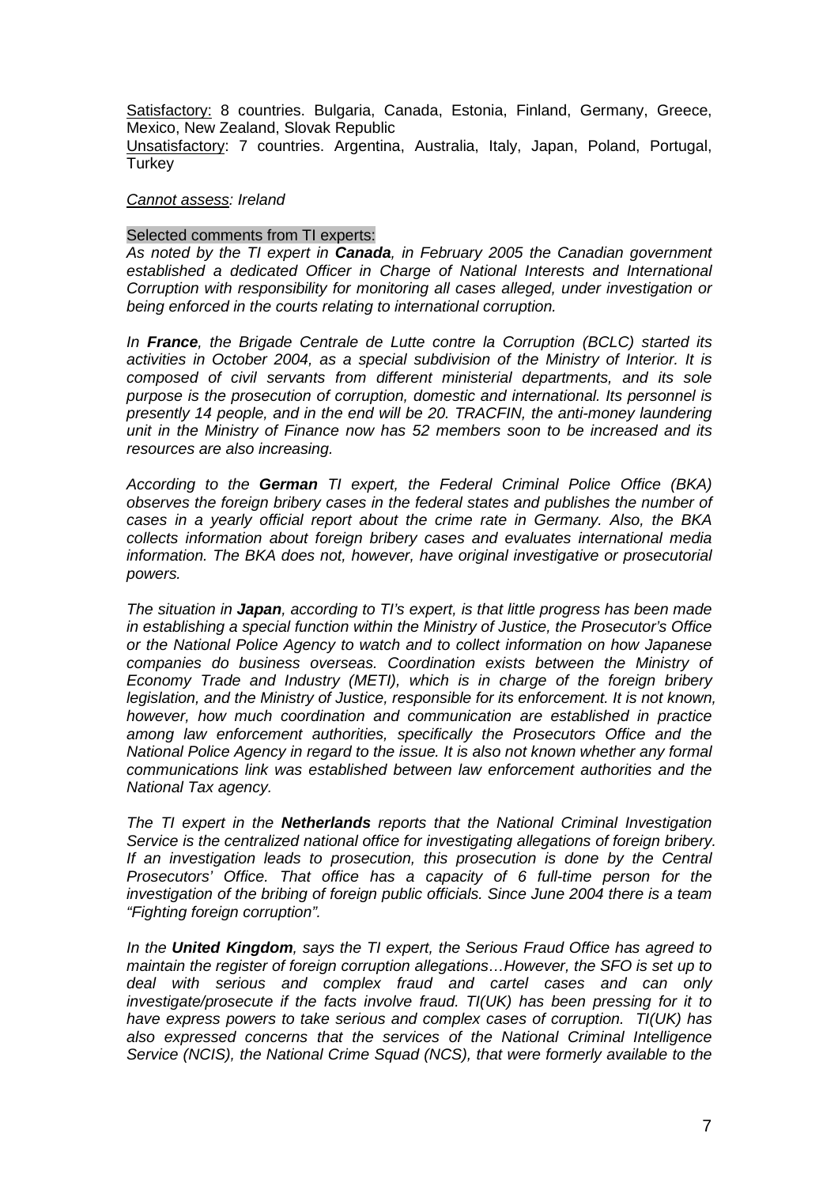<u>Satisfactory:</u> 8 countries. Bulgaria, Canada, Estonia, Finland, Germany, Greece, Mexico, New Zealand, Slovak Republic

<u>Unsatisfactory</u>: 7 countries. Argentina, Australia, Italy, Japan, Poland, Portugal, Turkey

*<u>Cannot assess</u>: Ireland*

Selected comments from TI experts:

*As noted by the TI expert in **Canada**, in February 2005 the Canadian government established a dedicated Officer in Charge of National Interests and International Corruption with responsibility for monitoring all cases alleged, under investigation or being enforced in the courts relating to international corruption.*

*In **France**, the Brigade Centrale de Lutte contre la Corruption (BCLC) started its activities in October 2004, as a special subdivision of the Ministry of Interior. It is composed of civil servants from different ministerial departments, and its sole purpose is the prosecution of corruption, domestic and international. Its personnel is presently 14 people, and in the end will be 20. TRACFIN, the anti-money laundering unit in the Ministry of Finance now has 52 members soon to be increased and its resources are also increasing.*

*According to the **German** TI expert, the Federal Criminal Police Office (BKA) observes the foreign bribery cases in the federal states and publishes the number of cases in a yearly official report about the crime rate in Germany. Also, the BKA collects information about foreign bribery cases and evaluates international media information. The BKA does not, however, have original investigative or prosecutorial powers.*

*The situation in **Japan**, according to TI's expert, is that little progress has been made in establishing a special function within the Ministry of Justice, the Prosecutor's Office or the National Police Agency to watch and to collect information on how Japanese companies do business overseas. Coordination exists between the Ministry of Economy Trade and Industry (METI), which is in charge of the foreign bribery legislation, and the Ministry of Justice, responsible for its enforcement. It is not known, however, how much coordination and communication are established in practice among law enforcement authorities, specifically the Prosecutors Office and the National Police Agency in regard to the issue. It is also not known whether any formal communications link was established between law enforcement authorities and the National Tax agency.*

*The TI expert in the **Netherlands** reports that the National Criminal Investigation Service is the centralized national office for investigating allegations of foreign bribery. If an investigation leads to prosecution, this prosecution is done by the Central Prosecutors' Office. That office has a capacity of 6 full-time person for the investigation of the bribing of foreign public officials. Since June 2004 there is a team "Fighting foreign corruption".*

*In the **United Kingdom**, says the TI expert, the Serious Fraud Office has agreed to maintain the register of foreign corruption allegations…However, the SFO is set up to deal with serious and complex fraud and cartel cases and can only investigate/prosecute if the facts involve fraud. TI(UK) has been pressing for it to have express powers to take serious and complex cases of corruption. TI(UK) has also expressed concerns that the services of the National Criminal Intelligence Service (NCIS), the National Crime Squad (NCS), that were formerly available to the*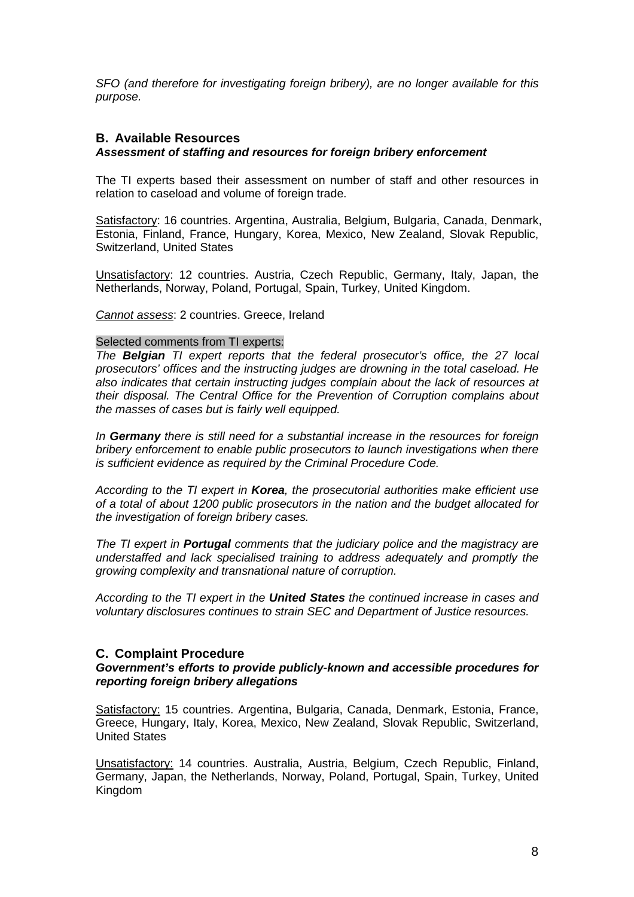*SFO (and therefore for investigating foreign bribery), are no longer available for this purpose.*

## B. Available Resources

***Assessment of staffing and resources for foreign bribery enforcement***

The TI experts based their assessment on number of staff and other resources in relation to caseload and volume of foreign trade.

Satisfactory: 16 countries. Argentina, Australia, Belgium, Bulgaria, Canada, Denmark, Estonia, Finland, France, Hungary, Korea, Mexico, New Zealand, Slovak Republic, Switzerland, United States

Unsatisfactory: 12 countries. Austria, Czech Republic, Germany, Italy, Japan, the Netherlands, Norway, Poland, Portugal, Spain, Turkey, United Kingdom.

*Cannot assess*: 2 countries. Greece, Ireland

Selected comments from TI experts:

*The **Belgian** TI expert reports that the federal prosecutor's office, the 27 local prosecutors' offices and the instructing judges are drowning in the total caseload. He also indicates that certain instructing judges complain about the lack of resources at their disposal. The Central Office for the Prevention of Corruption complains about the masses of cases but is fairly well equipped.*

*In **Germany** there is still need for a substantial increase in the resources for foreign bribery enforcement to enable public prosecutors to launch investigations when there is sufficient evidence as required by the Criminal Procedure Code.*

*According to the TI expert in **Korea**, the prosecutorial authorities make efficient use of a total of about 1200 public prosecutors in the nation and the budget allocated for the investigation of foreign bribery cases.*

*The TI expert in **Portugal** comments that the judiciary police and the magistracy are understaffed and lack specialised training to address adequately and promptly the growing complexity and transnational nature of corruption.*

*According to the TI expert in the **United States** the continued increase in cases and voluntary disclosures continues to strain SEC and Department of Justice resources.*

## C. Complaint Procedure

***Government's efforts to provide publicly-known and accessible procedures for reporting foreign bribery allegations***

Satisfactory: 15 countries. Argentina, Bulgaria, Canada, Denmark, Estonia, France, Greece, Hungary, Italy, Korea, Mexico, New Zealand, Slovak Republic, Switzerland, United States

Unsatisfactory: 14 countries. Australia, Austria, Belgium, Czech Republic, Finland, Germany, Japan, the Netherlands, Norway, Poland, Portugal, Spain, Turkey, United Kingdom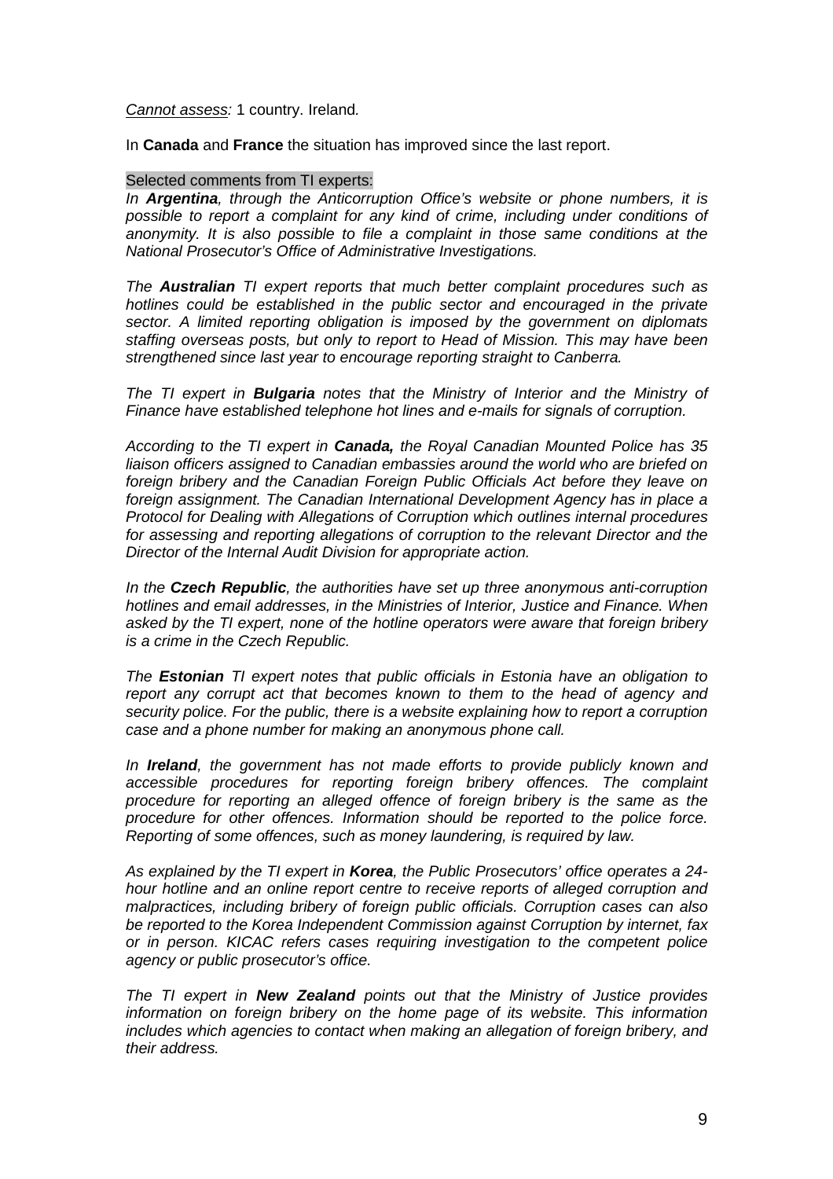*Cannot assess:* 1 country. Ireland*.*

In **Canada** and **France** the situation has improved since the last report.

Selected comments from TI experts:

*In **Argentina**, through the Anticorruption Office's website or phone numbers, it is possible to report a complaint for any kind of crime, including under conditions of anonymity. It is also possible to file a complaint in those same conditions at the National Prosecutor's Office of Administrative Investigations.*

*The **Australian** TI expert reports that much better complaint procedures such as hotlines could be established in the public sector and encouraged in the private sector. A limited reporting obligation is imposed by the government on diplomats staffing overseas posts, but only to report to Head of Mission. This may have been strengthened since last year to encourage reporting straight to Canberra.*

*The TI expert in **Bulgaria** notes that the Ministry of Interior and the Ministry of Finance have established telephone hot lines and e-mails for signals of corruption.*

*According to the TI expert in **Canada,** the Royal Canadian Mounted Police has 35 liaison officers assigned to Canadian embassies around the world who are briefed on foreign bribery and the Canadian Foreign Public Officials Act before they leave on foreign assignment. The Canadian International Development Agency has in place a Protocol for Dealing with Allegations of Corruption which outlines internal procedures for assessing and reporting allegations of corruption to the relevant Director and the Director of the Internal Audit Division for appropriate action.*

*In the **Czech Republic**, the authorities have set up three anonymous anti-corruption hotlines and email addresses, in the Ministries of Interior, Justice and Finance. When asked by the TI expert, none of the hotline operators were aware that foreign bribery is a crime in the Czech Republic.*

*The **Estonian** TI expert notes that public officials in Estonia have an obligation to report any corrupt act that becomes known to them to the head of agency and security police. For the public, there is a website explaining how to report a corruption case and a phone number for making an anonymous phone call.*

*In **Ireland**, the government has not made efforts to provide publicly known and accessible procedures for reporting foreign bribery offences. The complaint procedure for reporting an alleged offence of foreign bribery is the same as the procedure for other offences. Information should be reported to the police force. Reporting of some offences, such as money laundering, is required by law.*

*As explained by the TI expert in **Korea**, the Public Prosecutors' office operates a 24-hour hotline and an online report centre to receive reports of alleged corruption and malpractices, including bribery of foreign public officials. Corruption cases can also be reported to the Korea Independent Commission against Corruption by internet, fax or in person. KICAC refers cases requiring investigation to the competent police agency or public prosecutor's office.*

*The TI expert in **New Zealand** points out that the Ministry of Justice provides information on foreign bribery on the home page of its website. This information includes which agencies to contact when making an allegation of foreign bribery, and their address.*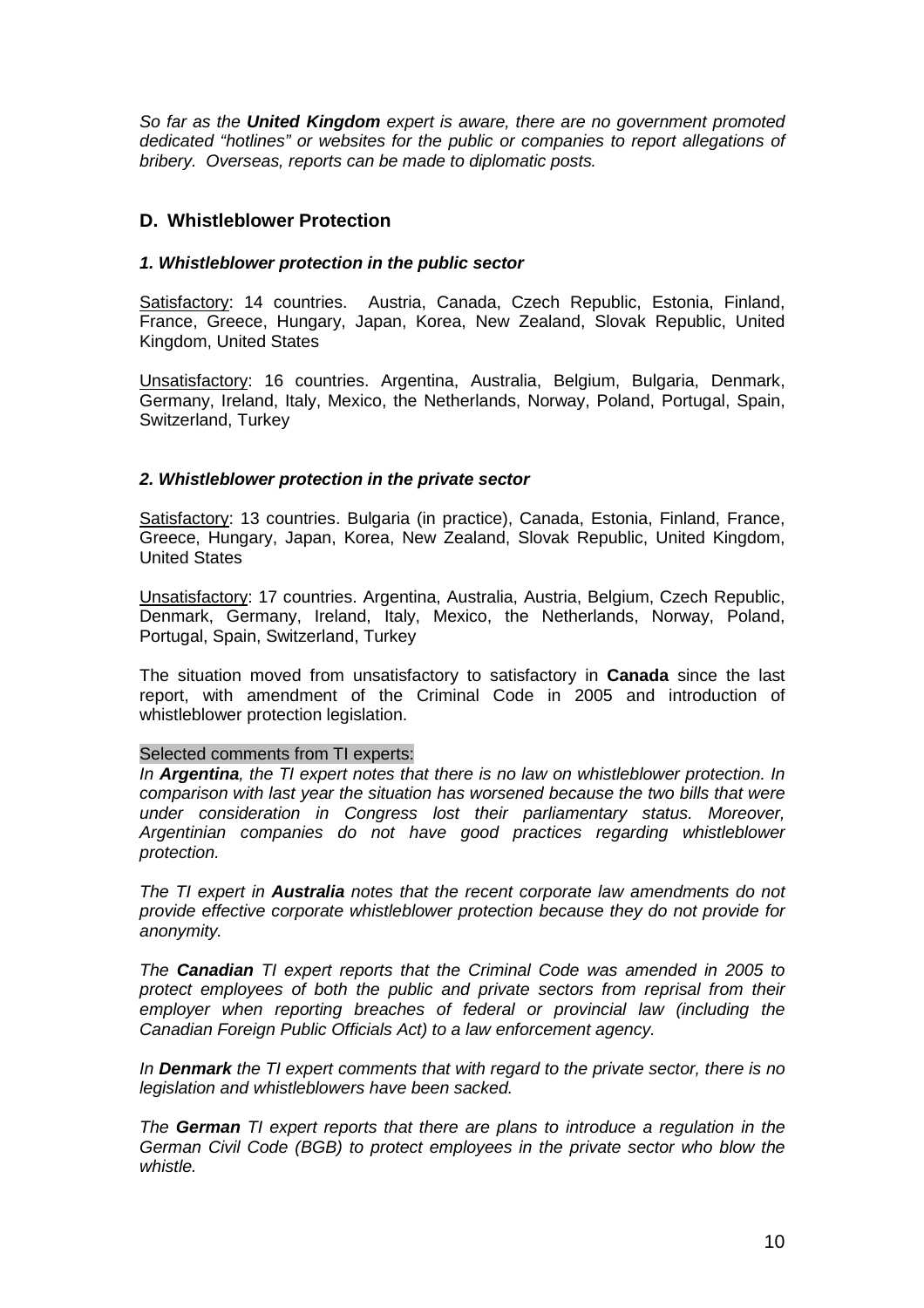*So far as the **United Kingdom** expert is aware, there are no government promoted dedicated "hotlines" or websites for the public or companies to report allegations of bribery. Overseas, reports can be made to diplomatic posts.*

## D. Whistleblower Protection

### *1. Whistleblower protection in the public sector*

Satisfactory: 14 countries. Austria, Canada, Czech Republic, Estonia, Finland, France, Greece, Hungary, Japan, Korea, New Zealand, Slovak Republic, United Kingdom, United States

Unsatisfactory: 16 countries. Argentina, Australia, Belgium, Bulgaria, Denmark, Germany, Ireland, Italy, Mexico, the Netherlands, Norway, Poland, Portugal, Spain, Switzerland, Turkey

### *2. Whistleblower protection in the private sector*

Satisfactory: 13 countries. Bulgaria (in practice), Canada, Estonia, Finland, France, Greece, Hungary, Japan, Korea, New Zealand, Slovak Republic, United Kingdom, United States

Unsatisfactory: 17 countries. Argentina, Australia, Austria, Belgium, Czech Republic, Denmark, Germany, Ireland, Italy, Mexico, the Netherlands, Norway, Poland, Portugal, Spain, Switzerland, Turkey

The situation moved from unsatisfactory to satisfactory in **Canada** since the last report, with amendment of the Criminal Code in 2005 and introduction of whistleblower protection legislation.

Selected comments from TI experts:

*In **Argentina**, the TI expert notes that there is no law on whistleblower protection. In comparison with last year the situation has worsened because the two bills that were under consideration in Congress lost their parliamentary status. Moreover, Argentinian companies do not have good practices regarding whistleblower protection.*

*The TI expert in **Australia** notes that the recent corporate law amendments do not provide effective corporate whistleblower protection because they do not provide for anonymity.*

*The **Canadian** TI expert reports that the Criminal Code was amended in 2005 to protect employees of both the public and private sectors from reprisal from their employer when reporting breaches of federal or provincial law (including the Canadian Foreign Public Officials Act) to a law enforcement agency.*

*In **Denmark** the TI expert comments that with regard to the private sector, there is no legislation and whistleblowers have been sacked.*

*The **German** TI expert reports that there are plans to introduce a regulation in the German Civil Code (BGB) to protect employees in the private sector who blow the whistle.*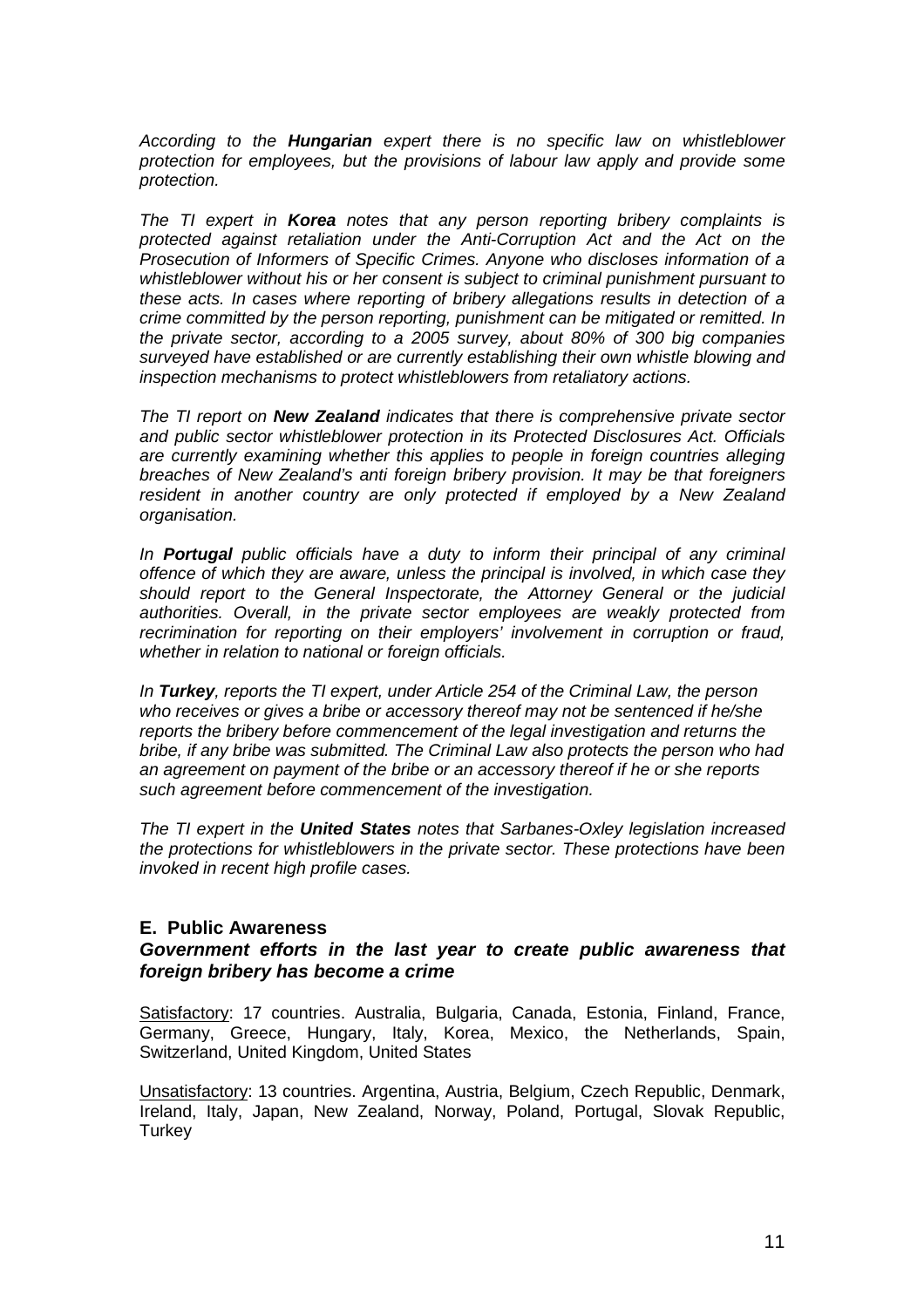*According to the **Hungarian** expert there is no specific law on whistleblower protection for employees, but the provisions of labour law apply and provide some protection.*

*The TI expert in **Korea** notes that any person reporting bribery complaints is protected against retaliation under the Anti-Corruption Act and the Act on the Prosecution of Informers of Specific Crimes. Anyone who discloses information of a whistleblower without his or her consent is subject to criminal punishment pursuant to these acts. In cases where reporting of bribery allegations results in detection of a crime committed by the person reporting, punishment can be mitigated or remitted. In the private sector, according to a 2005 survey, about 80% of 300 big companies surveyed have established or are currently establishing their own whistle blowing and inspection mechanisms to protect whistleblowers from retaliatory actions.*

*The TI report on **New Zealand** indicates that there is comprehensive private sector and public sector whistleblower protection in its Protected Disclosures Act. Officials are currently examining whether this applies to people in foreign countries alleging breaches of New Zealand's anti foreign bribery provision. It may be that foreigners resident in another country are only protected if employed by a New Zealand organisation.*

*In **Portugal** public officials have a duty to inform their principal of any criminal offence of which they are aware, unless the principal is involved, in which case they should report to the General Inspectorate, the Attorney General or the judicial authorities. Overall, in the private sector employees are weakly protected from recrimination for reporting on their employers' involvement in corruption or fraud, whether in relation to national or foreign officials.*

*In **Turkey**, reports the TI expert, under Article 254 of the Criminal Law, the person who receives or gives a bribe or accessory thereof may not be sentenced if he/she reports the bribery before commencement of the legal investigation and returns the bribe, if any bribe was submitted. The Criminal Law also protects the person who had an agreement on payment of the bribe or an accessory thereof if he or she reports such agreement before commencement of the investigation.*

*The TI expert in the **United States** notes that Sarbanes-Oxley legislation increased the protections for whistleblowers in the private sector. These protections have been invoked in recent high profile cases.*

### E. Public Awareness

#### *Government efforts in the last year to create public awareness that foreign bribery has become a crime*

Satisfactory: 17 countries. Australia, Bulgaria, Canada, Estonia, Finland, France, Germany, Greece, Hungary, Italy, Korea, Mexico, the Netherlands, Spain, Switzerland, United Kingdom, United States

Unsatisfactory: 13 countries. Argentina, Austria, Belgium, Czech Republic, Denmark, Ireland, Italy, Japan, New Zealand, Norway, Poland, Portugal, Slovak Republic, Turkey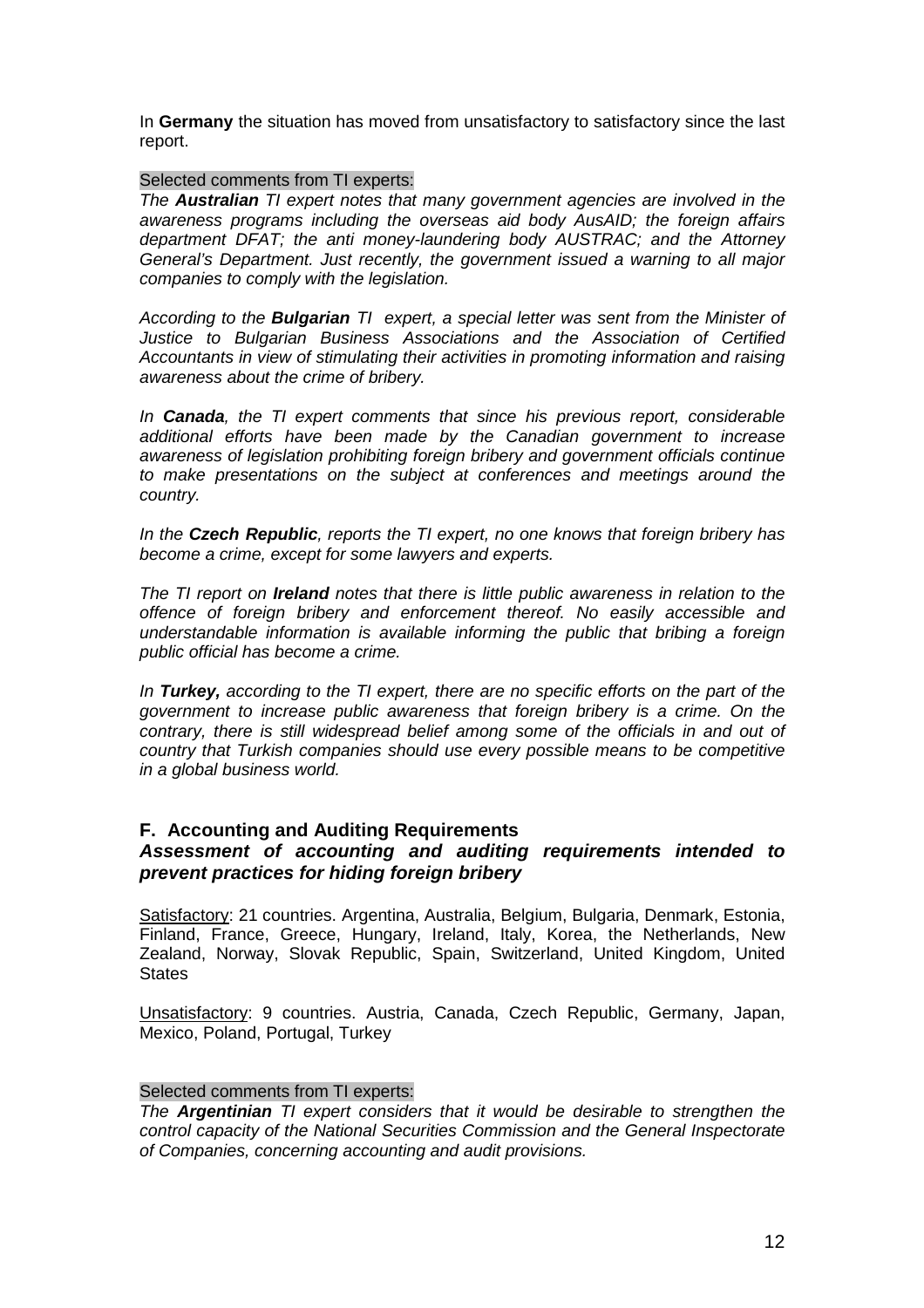In **Germany** the situation has moved from unsatisfactory to satisfactory since the last report.

Selected comments from TI experts:

*The **Australian** TI expert notes that many government agencies are involved in the awareness programs including the overseas aid body AusAID; the foreign affairs department DFAT; the anti money-laundering body AUSTRAC; and the Attorney General's Department. Just recently, the government issued a warning to all major companies to comply with the legislation.*

*According to the **Bulgarian** TI expert, a special letter was sent from the Minister of Justice to Bulgarian Business Associations and the Association of Certified Accountants in view of stimulating their activities in promoting information and raising awareness about the crime of bribery.*

*In **Canada**, the TI expert comments that since his previous report, considerable additional efforts have been made by the Canadian government to increase awareness of legislation prohibiting foreign bribery and government officials continue to make presentations on the subject at conferences and meetings around the country.*

*In the **Czech Republic**, reports the TI expert, no one knows that foreign bribery has become a crime, except for some lawyers and experts.*

*The TI report on **Ireland** notes that there is little public awareness in relation to the offence of foreign bribery and enforcement thereof. No easily accessible and understandable information is available informing the public that bribing a foreign public official has become a crime.*

*In **Turkey,** according to the TI expert, there are no specific efforts on the part of the government to increase public awareness that foreign bribery is a crime. On the contrary, there is still widespread belief among some of the officials in and out of country that Turkish companies should use every possible means to be competitive in a global business world.*

### F. Accounting and Auditing Requirements

***Assessment of accounting and auditing requirements intended to prevent practices for hiding foreign bribery***

Satisfactory: 21 countries. Argentina, Australia, Belgium, Bulgaria, Denmark, Estonia, Finland, France, Greece, Hungary, Ireland, Italy, Korea, the Netherlands, New Zealand, Norway, Slovak Republic, Spain, Switzerland, United Kingdom, United States

Unsatisfactory: 9 countries. Austria, Canada, Czech Republic, Germany, Japan, Mexico, Poland, Portugal, Turkey

Selected comments from TI experts:

*The **Argentinian** TI expert considers that it would be desirable to strengthen the control capacity of the National Securities Commission and the General Inspectorate of Companies, concerning accounting and audit provisions.*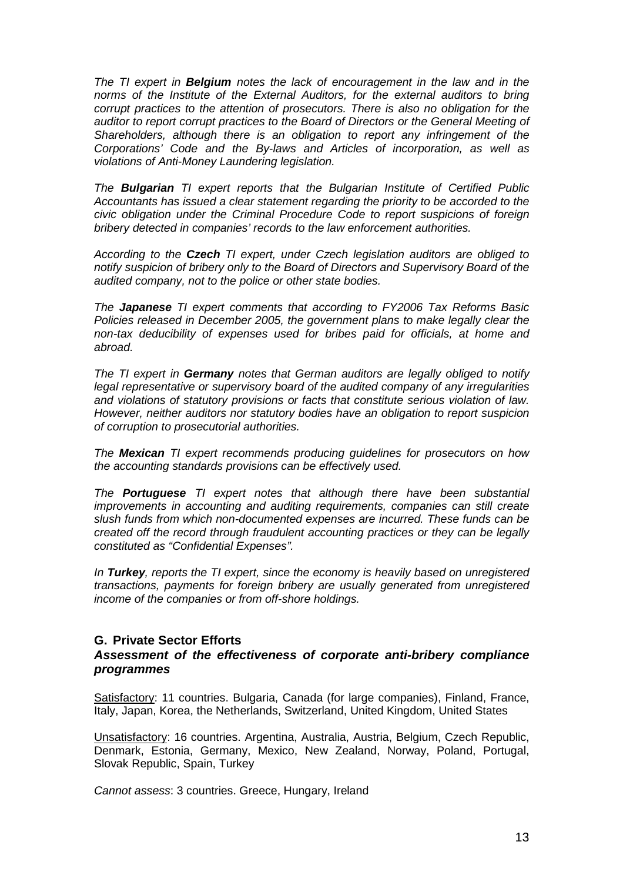*The TI expert in **Belgium** notes the lack of encouragement in the law and in the norms of the Institute of the External Auditors, for the external auditors to bring corrupt practices to the attention of prosecutors. There is also no obligation for the auditor to report corrupt practices to the Board of Directors or the General Meeting of Shareholders, although there is an obligation to report any infringement of the Corporations' Code and the By-laws and Articles of incorporation, as well as violations of Anti-Money Laundering legislation.*

*The **Bulgarian** TI expert reports that the Bulgarian Institute of Certified Public Accountants has issued a clear statement regarding the priority to be accorded to the civic obligation under the Criminal Procedure Code to report suspicions of foreign bribery detected in companies' records to the law enforcement authorities.*

*According to the **Czech** TI expert, under Czech legislation auditors are obliged to notify suspicion of bribery only to the Board of Directors and Supervisory Board of the audited company, not to the police or other state bodies.*

*The **Japanese** TI expert comments that according to FY2006 Tax Reforms Basic Policies released in December 2005, the government plans to make legally clear the non-tax deducibility of expenses used for bribes paid for officials, at home and abroad.*

*The TI expert in **Germany** notes that German auditors are legally obliged to notify legal representative or supervisory board of the audited company of any irregularities and violations of statutory provisions or facts that constitute serious violation of law. However, neither auditors nor statutory bodies have an obligation to report suspicion of corruption to prosecutorial authorities.*

*The **Mexican** TI expert recommends producing guidelines for prosecutors on how the accounting standards provisions can be effectively used.*

*The **Portuguese** TI expert notes that although there have been substantial improvements in accounting and auditing requirements, companies can still create slush funds from which non-documented expenses are incurred. These funds can be created off the record through fraudulent accounting practices or they can be legally constituted as "Confidential Expenses".*

*In **Turkey**, reports the TI expert, since the economy is heavily based on unregistered transactions, payments for foreign bribery are usually generated from unregistered income of the companies or from off-shore holdings.*

### G. Private Sector Efforts

#### *Assessment of the effectiveness of corporate anti-bribery compliance programmes*

Satisfactory: 11 countries. Bulgaria, Canada (for large companies), Finland, France, Italy, Japan, Korea, the Netherlands, Switzerland, United Kingdom, United States

Unsatisfactory: 16 countries. Argentina, Australia, Austria, Belgium, Czech Republic, Denmark, Estonia, Germany, Mexico, New Zealand, Norway, Poland, Portugal, Slovak Republic, Spain, Turkey

*Cannot assess*: 3 countries. Greece, Hungary, Ireland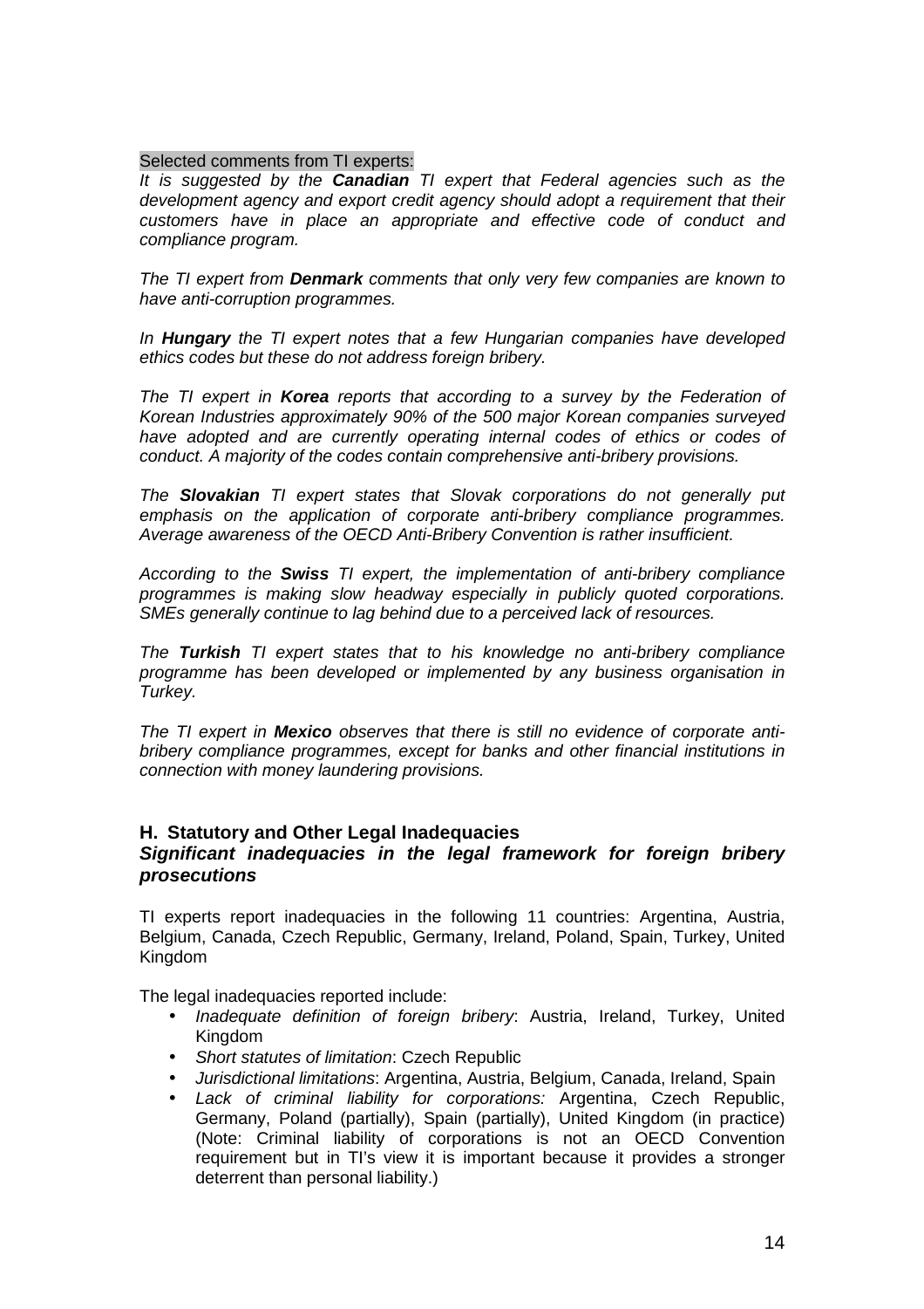Selected comments from TI experts:

*It is suggested by the **Canadian** TI expert that Federal agencies such as the development agency and export credit agency should adopt a requirement that their customers have in place an appropriate and effective code of conduct and compliance program.*

*The TI expert from **Denmark** comments that only very few companies are known to have anti-corruption programmes.*

*In **Hungary** the TI expert notes that a few Hungarian companies have developed ethics codes but these do not address foreign bribery.*

*The TI expert in **Korea** reports that according to a survey by the Federation of Korean Industries approximately 90% of the 500 major Korean companies surveyed have adopted and are currently operating internal codes of ethics or codes of conduct. A majority of the codes contain comprehensive anti-bribery provisions.*

*The **Slovakian** TI expert states that Slovak corporations do not generally put emphasis on the application of corporate anti-bribery compliance programmes. Average awareness of the OECD Anti-Bribery Convention is rather insufficient.*

*According to the **Swiss** TI expert, the implementation of anti-bribery compliance programmes is making slow headway especially in publicly quoted corporations. SMEs generally continue to lag behind due to a perceived lack of resources.*

*The **Turkish** TI expert states that to his knowledge no anti-bribery compliance programme has been developed or implemented by any business organisation in Turkey.*

*The TI expert in **Mexico** observes that there is still no evidence of corporate anti-bribery compliance programmes, except for banks and other financial institutions in connection with money laundering provisions.*

### H. Statutory and Other Legal Inadequacies

***Significant inadequacies in the legal framework for foreign bribery prosecutions***

TI experts report inadequacies in the following 11 countries: Argentina, Austria, Belgium, Canada, Czech Republic, Germany, Ireland, Poland, Spain, Turkey, United Kingdom

The legal inadequacies reported include:

- *Inadequate definition of foreign bribery*: Austria, Ireland, Turkey, United Kingdom
- *Short statutes of limitation*: Czech Republic
- *Jurisdictional limitations*: Argentina, Austria, Belgium, Canada, Ireland, Spain
- *Lack of criminal liability for corporations:* Argentina, Czech Republic, Germany, Poland (partially), Spain (partially), United Kingdom (in practice) (Note: Criminal liability of corporations is not an OECD Convention requirement but in TI's view it is important because it provides a stronger deterrent than personal liability.)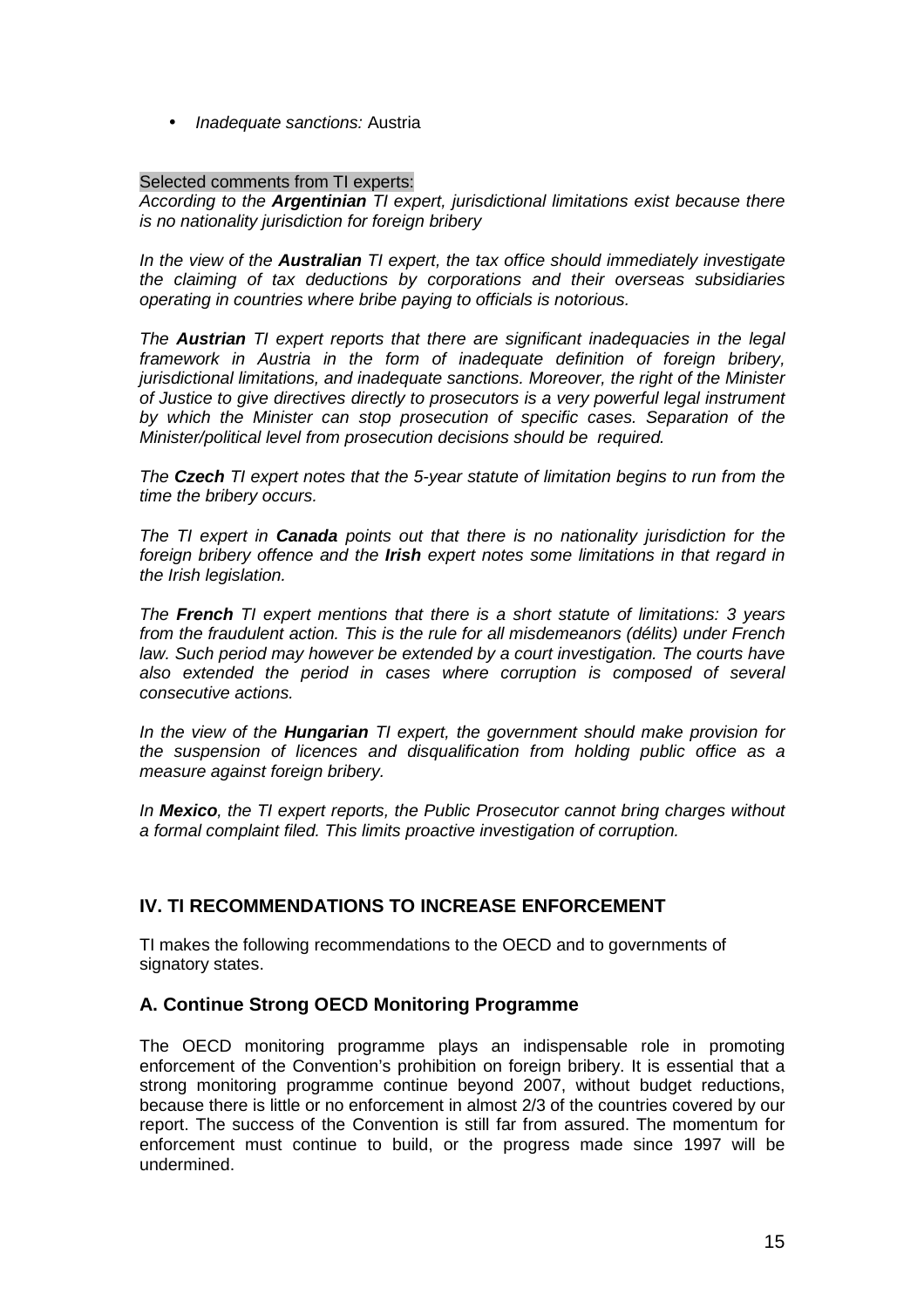- *Inadequate sanctions:* Austria

Selected comments from TI experts:

*According to the **Argentinian** TI expert, jurisdictional limitations exist because there is no nationality jurisdiction for foreign bribery*

*In the view of the **Australian** TI expert, the tax office should immediately investigate the claiming of tax deductions by corporations and their overseas subsidiaries operating in countries where bribe paying to officials is notorious.*

*The **Austrian** TI expert reports that there are significant inadequacies in the legal framework in Austria in the form of inadequate definition of foreign bribery, jurisdictional limitations, and inadequate sanctions. Moreover, the right of the Minister of Justice to give directives directly to prosecutors is a very powerful legal instrument by which the Minister can stop prosecution of specific cases. Separation of the Minister/political level from prosecution decisions should be required.*

*The **Czech** TI expert notes that the 5-year statute of limitation begins to run from the time the bribery occurs.*

*The TI expert in **Canada** points out that there is no nationality jurisdiction for the foreign bribery offence and the **Irish** expert notes some limitations in that regard in the Irish legislation.*

*The **French** TI expert mentions that there is a short statute of limitations: 3 years from the fraudulent action. This is the rule for all misdemeanors (délits) under French law. Such period may however be extended by a court investigation. The courts have also extended the period in cases where corruption is composed of several consecutive actions.*

*In the view of the **Hungarian** TI expert, the government should make provision for the suspension of licences and disqualification from holding public office as a measure against foreign bribery.*

*In **Mexico**, the TI expert reports, the Public Prosecutor cannot bring charges without a formal complaint filed. This limits proactive investigation of corruption.*

## IV. TI RECOMMENDATIONS TO INCREASE ENFORCEMENT

TI makes the following recommendations to the OECD and to governments of signatory states.

### A. Continue Strong OECD Monitoring Programme

The OECD monitoring programme plays an indispensable role in promoting enforcement of the Convention's prohibition on foreign bribery. It is essential that a strong monitoring programme continue beyond 2007, without budget reductions, because there is little or no enforcement in almost 2/3 of the countries covered by our report. The success of the Convention is still far from assured. The momentum for enforcement must continue to build, or the progress made since 1997 will be undermined.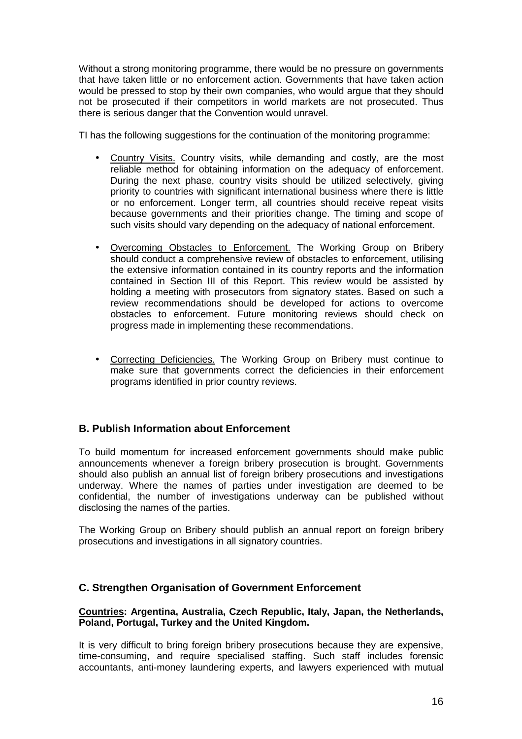Without a strong monitoring programme, there would be no pressure on governments that have taken little or no enforcement action. Governments that have taken action would be pressed to stop by their own companies, who would argue that they should not be prosecuted if their competitors in world markets are not prosecuted. Thus there is serious danger that the Convention would unravel.

TI has the following suggestions for the continuation of the monitoring programme:

- Country Visits. Country visits, while demanding and costly, are the most reliable method for obtaining information on the adequacy of enforcement. During the next phase, country visits should be utilized selectively, giving priority to countries with significant international business where there is little or no enforcement. Longer term, all countries should receive repeat visits because governments and their priorities change. The timing and scope of such visits should vary depending on the adequacy of national enforcement.

- Overcoming Obstacles to Enforcement. The Working Group on Bribery should conduct a comprehensive review of obstacles to enforcement, utilising the extensive information contained in its country reports and the information contained in Section III of this Report. This review would be assisted by holding a meeting with prosecutors from signatory states. Based on such a review recommendations should be developed for actions to overcome obstacles to enforcement. Future monitoring reviews should check on progress made in implementing these recommendations.

- Correcting Deficiencies. The Working Group on Bribery must continue to make sure that governments correct the deficiencies in their enforcement programs identified in prior country reviews.

### B. Publish Information about Enforcement

To build momentum for increased enforcement governments should make public announcements whenever a foreign bribery prosecution is brought. Governments should also publish an annual list of foreign bribery prosecutions and investigations underway. Where the names of parties under investigation are deemed to be confidential, the number of investigations underway can be published without disclosing the names of the parties.

The Working Group on Bribery should publish an annual report on foreign bribery prosecutions and investigations in all signatory countries.

### C. Strengthen Organisation of Government Enforcement

**Countries: Argentina, Australia, Czech Republic, Italy, Japan, the Netherlands, Poland, Portugal, Turkey and the United Kingdom.**

It is very difficult to bring foreign bribery prosecutions because they are expensive, time-consuming, and require specialised staffing. Such staff includes forensic accountants, anti-money laundering experts, and lawyers experienced with mutual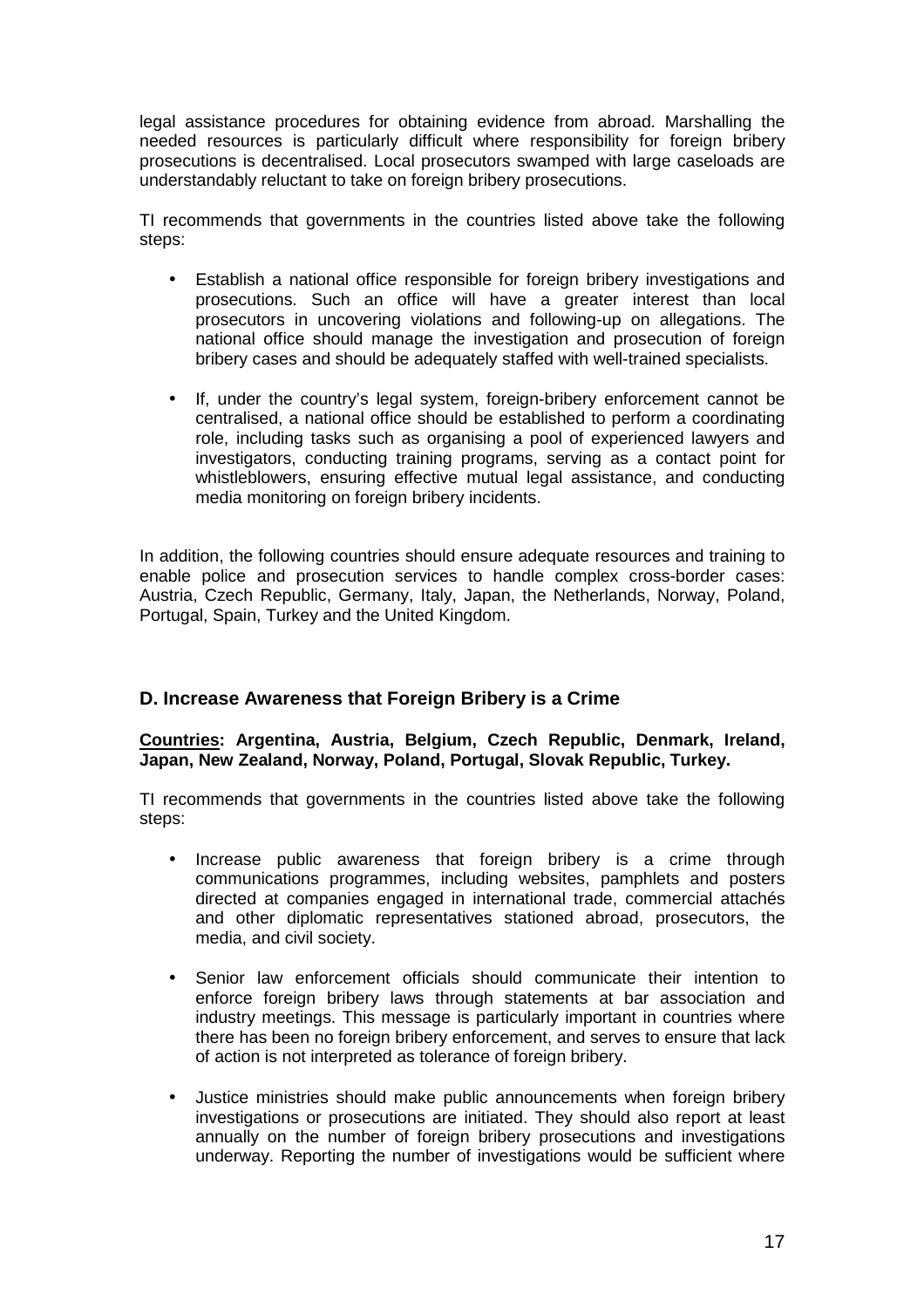legal assistance procedures for obtaining evidence from abroad. Marshalling the needed resources is particularly difficult where responsibility for foreign bribery prosecutions is decentralised. Local prosecutors swamped with large caseloads are understandably reluctant to take on foreign bribery prosecutions.

TI recommends that governments in the countries listed above take the following steps:

- Establish a national office responsible for foreign bribery investigations and prosecutions. Such an office will have a greater interest than local prosecutors in uncovering violations and following-up on allegations. The national office should manage the investigation and prosecution of foreign bribery cases and should be adequately staffed with well-trained specialists.

- If, under the country's legal system, foreign-bribery enforcement cannot be centralised, a national office should be established to perform a coordinating role, including tasks such as organising a pool of experienced lawyers and investigators, conducting training programs, serving as a contact point for whistleblowers, ensuring effective mutual legal assistance, and conducting media monitoring on foreign bribery incidents.

In addition, the following countries should ensure adequate resources and training to enable police and prosecution services to handle complex cross-border cases: Austria, Czech Republic, Germany, Italy, Japan, the Netherlands, Norway, Poland, Portugal, Spain, Turkey and the United Kingdom.

### D. Increase Awareness that Foreign Bribery is a Crime

**Countries: Argentina, Austria, Belgium, Czech Republic, Denmark, Ireland, Japan, New Zealand, Norway, Poland, Portugal, Slovak Republic, Turkey.**

TI recommends that governments in the countries listed above take the following steps:

- Increase public awareness that foreign bribery is a crime through communications programmes, including websites, pamphlets and posters directed at companies engaged in international trade, commercial attachés and other diplomatic representatives stationed abroad, prosecutors, the media, and civil society.

- Senior law enforcement officials should communicate their intention to enforce foreign bribery laws through statements at bar association and industry meetings. This message is particularly important in countries where there has been no foreign bribery enforcement, and serves to ensure that lack of action is not interpreted as tolerance of foreign bribery.

- Justice ministries should make public announcements when foreign bribery investigations or prosecutions are initiated. They should also report at least annually on the number of foreign bribery prosecutions and investigations underway. Reporting the number of investigations would be sufficient where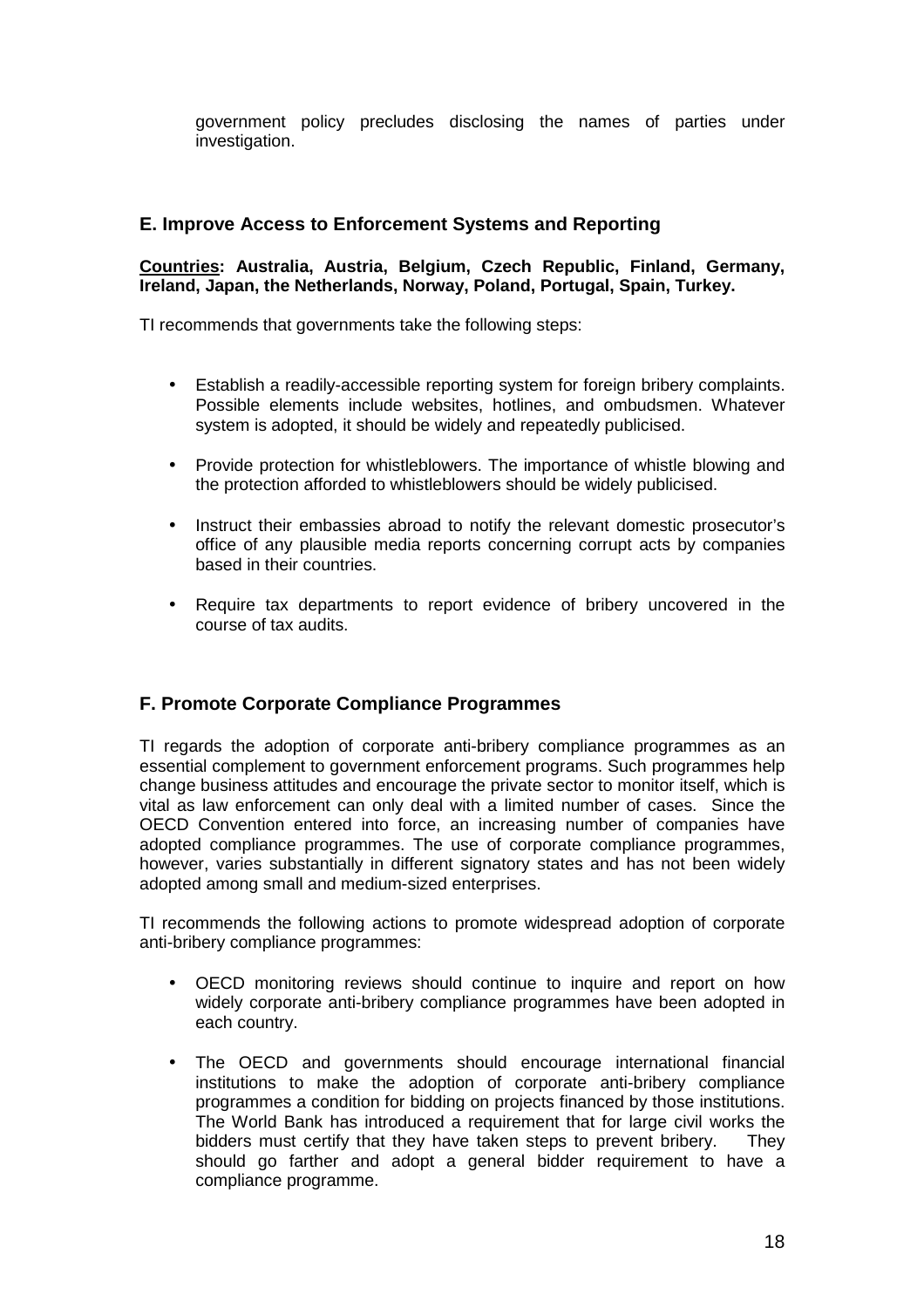government policy precludes disclosing the names of parties under investigation.

## E. Improve Access to Enforcement Systems and Reporting

**<u>Countries</u>: Australia, Austria, Belgium, Czech Republic, Finland, Germany, Ireland, Japan, the Netherlands, Norway, Poland, Portugal, Spain, Turkey.**

TI recommends that governments take the following steps:

- Establish a readily-accessible reporting system for foreign bribery complaints. Possible elements include websites, hotlines, and ombudsmen. Whatever system is adopted, it should be widely and repeatedly publicised.
- Provide protection for whistleblowers. The importance of whistle blowing and the protection afforded to whistleblowers should be widely publicised.
- Instruct their embassies abroad to notify the relevant domestic prosecutor's office of any plausible media reports concerning corrupt acts by companies based in their countries.
- Require tax departments to report evidence of bribery uncovered in the course of tax audits.

## F. Promote Corporate Compliance Programmes

TI regards the adoption of corporate anti-bribery compliance programmes as an essential complement to government enforcement programs. Such programmes help change business attitudes and encourage the private sector to monitor itself, which is vital as law enforcement can only deal with a limited number of cases. Since the OECD Convention entered into force, an increasing number of companies have adopted compliance programmes. The use of corporate compliance programmes, however, varies substantially in different signatory states and has not been widely adopted among small and medium-sized enterprises.

TI recommends the following actions to promote widespread adoption of corporate anti-bribery compliance programmes:

- OECD monitoring reviews should continue to inquire and report on how widely corporate anti-bribery compliance programmes have been adopted in each country.
- The OECD and governments should encourage international financial institutions to make the adoption of corporate anti-bribery compliance programmes a condition for bidding on projects financed by those institutions. The World Bank has introduced a requirement that for large civil works the bidders must certify that they have taken steps to prevent bribery. They should go farther and adopt a general bidder requirement to have a compliance programme.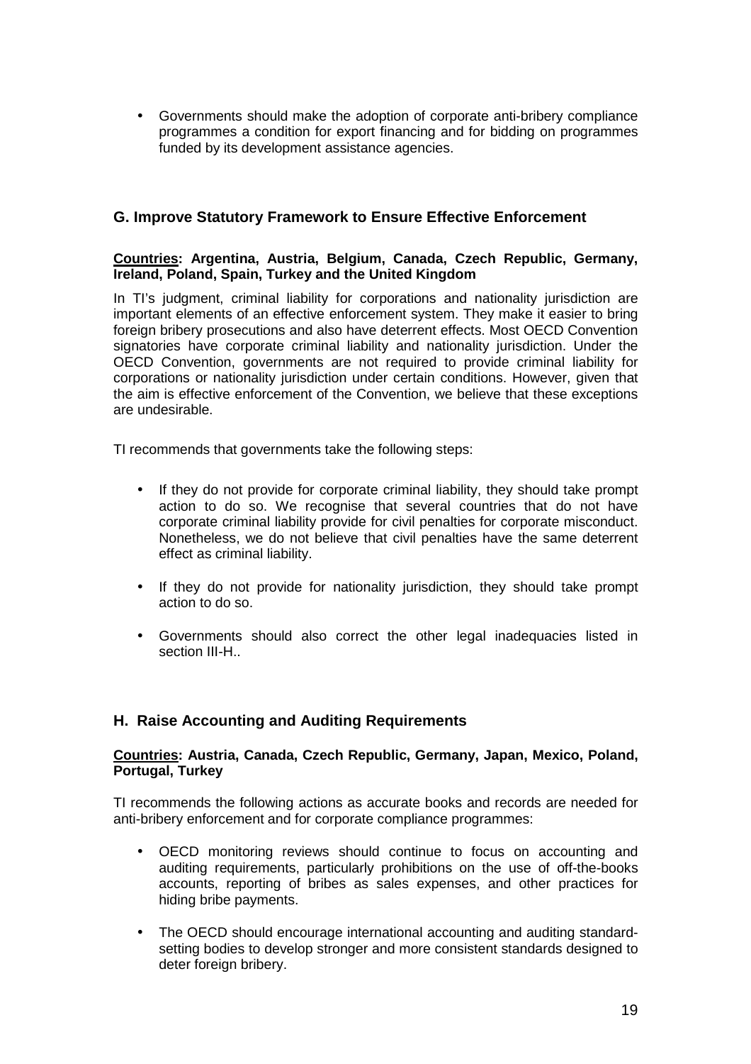- Governments should make the adoption of corporate anti-bribery compliance programmes a condition for export financing and for bidding on programmes funded by its development assistance agencies.

## G. Improve Statutory Framework to Ensure Effective Enforcement

**__Countries__: Argentina, Austria, Belgium, Canada, Czech Republic, Germany, Ireland, Poland, Spain, Turkey and the United Kingdom**

In TI's judgment, criminal liability for corporations and nationality jurisdiction are important elements of an effective enforcement system. They make it easier to bring foreign bribery prosecutions and also have deterrent effects. Most OECD Convention signatories have corporate criminal liability and nationality jurisdiction. Under the OECD Convention, governments are not required to provide criminal liability for corporations or nationality jurisdiction under certain conditions. However, given that the aim is effective enforcement of the Convention, we believe that these exceptions are undesirable.

TI recommends that governments take the following steps:

- If they do not provide for corporate criminal liability, they should take prompt action to do so. We recognise that several countries that do not have corporate criminal liability provide for civil penalties for corporate misconduct. Nonetheless, we do not believe that civil penalties have the same deterrent effect as criminal liability.
- If they do not provide for nationality jurisdiction, they should take prompt action to do so.
- Governments should also correct the other legal inadequacies listed in section III-H..

## H. Raise Accounting and Auditing Requirements

**__Countries__: Austria, Canada, Czech Republic, Germany, Japan, Mexico, Poland, Portugal, Turkey**

TI recommends the following actions as accurate books and records are needed for anti-bribery enforcement and for corporate compliance programmes:

- OECD monitoring reviews should continue to focus on accounting and auditing requirements, particularly prohibitions on the use of off-the-books accounts, reporting of bribes as sales expenses, and other practices for hiding bribe payments.
- The OECD should encourage international accounting and auditing standard-setting bodies to develop stronger and more consistent standards designed to deter foreign bribery.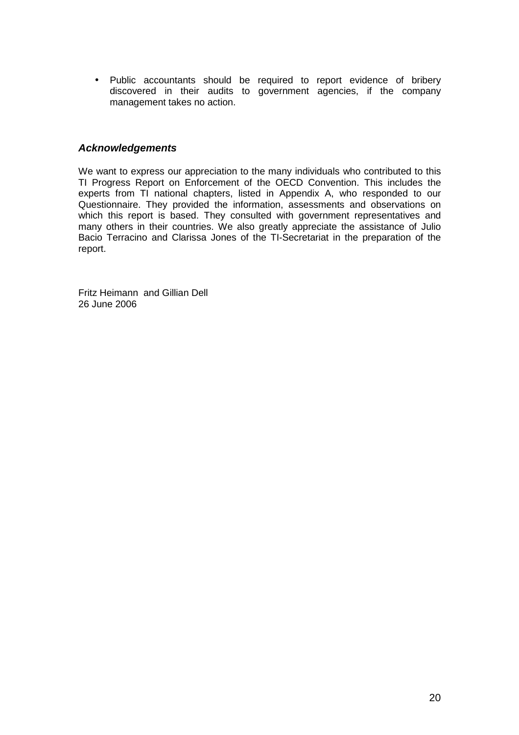- Public accountants should be required to report evidence of bribery discovered in their audits to government agencies, if the company management takes no action.

### ***Acknowledgements***

We want to express our appreciation to the many individuals who contributed to this TI Progress Report on Enforcement of the OECD Convention. This includes the experts from TI national chapters, listed in Appendix A, who responded to our Questionnaire. They provided the information, assessments and observations on which this report is based. They consulted with government representatives and many others in their countries. We also greatly appreciate the assistance of Julio Bacio Terracino and Clarissa Jones of the TI-Secretariat in the preparation of the report.

Fritz Heimann and Gillian Dell
26 June 2006